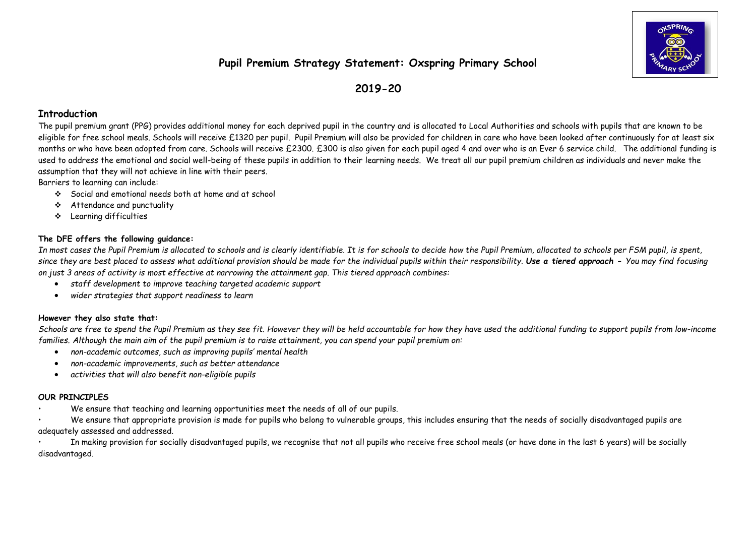# Pupil Premium Strategy Statement: Oxspring Primary School

## 2019-20

## Introduction

The pupil premium grant (PPG) provides additional money for each deprived pupil in the country and is allocated to Local Authorities and schools with pupils that are known to be eligible for free school meals. Schools will receive £1320 per pupil. Pupil Premium will also be provided for children in care who have been looked after continuously for at least six months or who have been adopted from care. Schools will receive £2300. £300 is also given for each pupil aged 4 and over who is an Ever 6 service child. The additional funding is used to address the emotional and social well-being of these pupils in addition to their learning needs. We treat all our pupil premium children as individuals and never make the assumption that they will not achieve in line with their peers.

Barriers to learning can include:

- Social and emotional needs both at home and at school
- Attendance and punctuality
- Learning difficulties

**The DFE offers the following guidance:**

*In most cases the Pupil Premium is allocated to schools and is clearly identifiable. It is for schools to decide how the Pupil Premium, allocated to schools per FSM pupil, is spent, since they are best placed to assess what additional provision should be made for the individual pupils within their responsibility.* ***Use a tiered approach -*** *You may find focusing on just 3 areas of activity is most effective at narrowing the attainment gap. This tiered approach combines:*

- *staff development to improve teaching targeted academic support*
- *wider strategies that support readiness to learn*

**However they also state that:**

*Schools are free to spend the Pupil Premium as they see fit. However they will be held accountable for how they have used the additional funding to support pupils from low-income families. Although the main aim of the pupil premium is to raise attainment, you can spend your pupil premium on:*

- *non-academic outcomes, such as improving pupils' mental health*
- *non-academic improvements, such as better attendance*
- *activities that will also benefit non-eligible pupils*

**OUR PRINCIPLES**

- We ensure that teaching and learning opportunities meet the needs of all of our pupils.
- We ensure that appropriate provision is made for pupils who belong to vulnerable groups, this includes ensuring that the needs of socially disadvantaged pupils are adequately assessed and addressed.
- In making provision for socially disadvantaged pupils, we recognise that not all pupils who receive free school meals (or have done in the last 6 years) will be socially disadvantaged.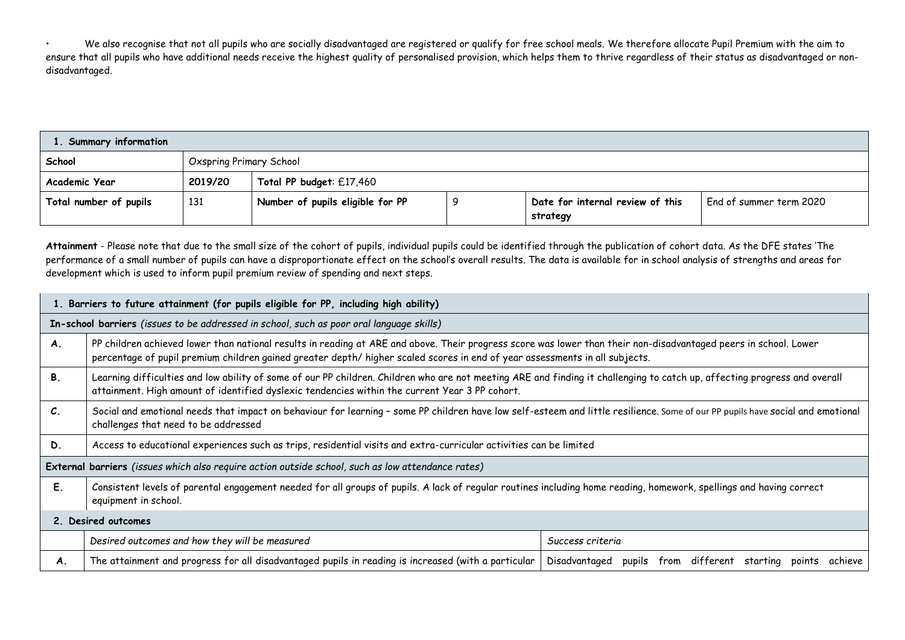• We also recognise that not all pupils who are socially disadvantaged are registered or qualify for free school meals. We therefore allocate Pupil Premium with the aim to ensure that all pupils who have additional needs receive the highest quality of personalised provision, which helps them to thrive regardless of their status as disadvantaged or non-disadvantaged.

| **1. Summary information** | | | | | |
|---|---|---|---|---|---|
| **School** | Oxspring Primary School | | | | |
| **Academic Year** | 2019/20 | **Total PP budget**: £17,460 | | | |
| **Total number of pupils** | 131 | **Number of pupils eligible for PP** | 9 | **Date for internal review of this strategy** | End of summer term 2020 |

**Attainment** - Please note that due to the small size of the cohort of pupils, individual pupils could be identified through the publication of cohort data. As the DFE states 'The performance of a small number of pupils can have a disproportionate effect on the school's overall results. The data is available for in school analysis of strengths and areas for development which is used to inform pupil premium review of spending and next steps.

| **1. Barriers to future attainment (for pupils eligible for PP, including high ability)** | |
|---|---|
| **In-school barriers** *(issues to be addressed in school, such as poor oral language skills)* | |
| **A.** | PP children achieved lower than national results in reading at ARE and above. Their progress score was lower than their non-disadvantaged peers in school. Lower percentage of pupil premium children gained greater depth/ higher scaled scores in end of year assessments in all subjects. |
| **B.** | Learning difficulties and low ability of some of our PP children. Children who are not meeting ARE and finding it challenging to catch up, affecting progress and overall attainment. High amount of identified dyslexic tendencies within the current Year 3 PP cohort. |
| **C.** | Social and emotional needs that impact on behaviour for learning – some PP children have low self-esteem and little resilience. Some of our PP pupils have social and emotional challenges that need to be addressed |
| **D.** | Access to educational experiences such as trips, residential visits and extra-curricular activities can be limited |
| **External barriers** *(issues which also require action outside school, such as low attendance rates)* | |
| **E.** | Consistent levels of parental engagement needed for all groups of pupils. A lack of regular routines including home reading, homework, spellings and having correct equipment in school. |

| **2. Desired outcomes** | | |
|---|---|---|
| | *Desired outcomes and how they will be measured* | *Success criteria* |
| **A.** | The attainment and progress for all disadvantaged pupils in reading is increased (with a particular | Disadvantaged pupils from different starting points achieve |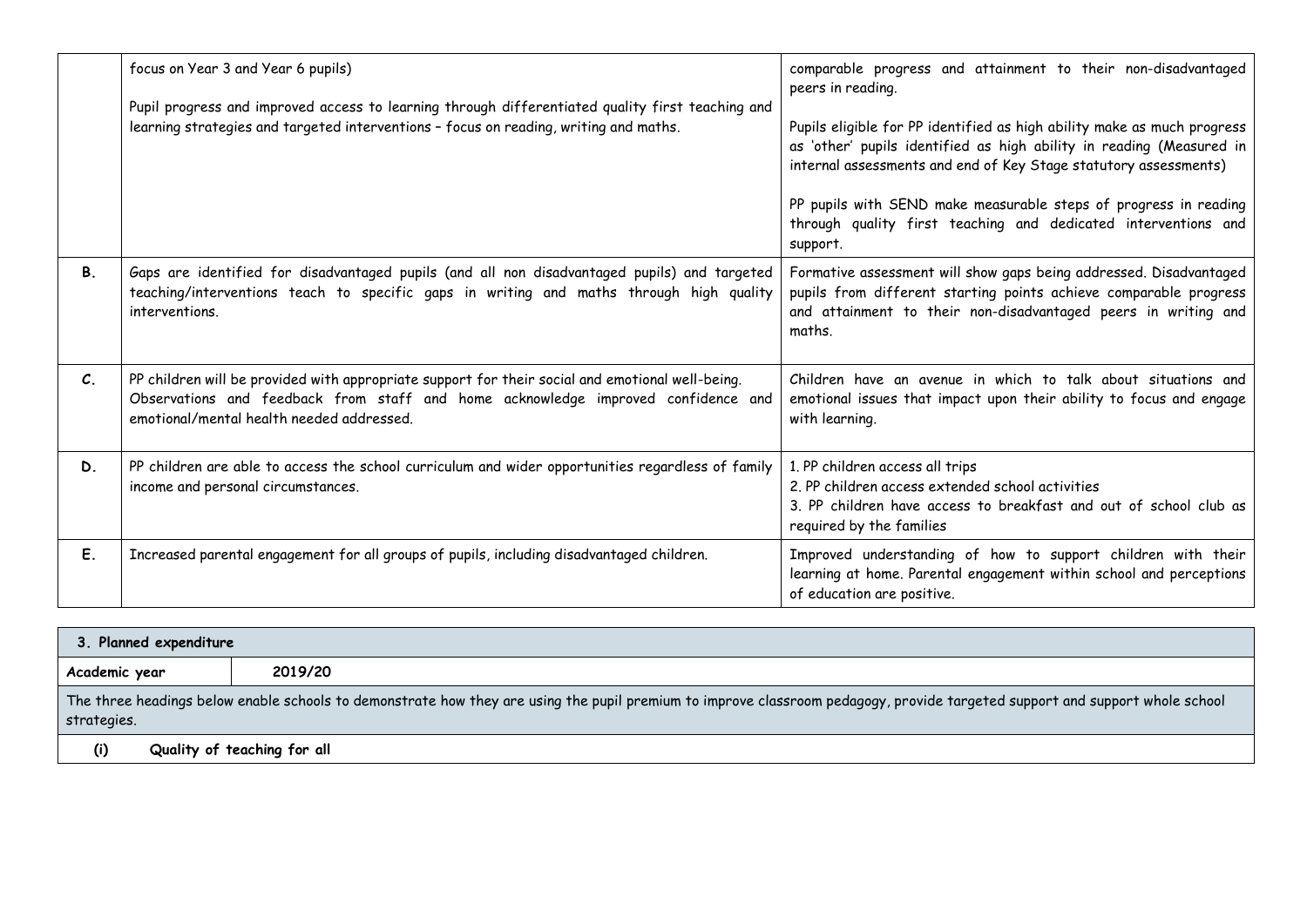| | | |
|---|---|---|
| | focus on Year 3 and Year 6 pupils)<br><br>Pupil progress and improved access to learning through differentiated quality first teaching and learning strategies and targeted interventions – focus on reading, writing and maths. | comparable progress and attainment to their non-disadvantaged peers in reading.<br><br>Pupils eligible for PP identified as high ability make as much progress as 'other' pupils identified as high ability in reading (Measured in internal assessments and end of Key Stage statutory assessments)<br><br>PP pupils with SEND make measurable steps of progress in reading through quality first teaching and dedicated interventions and support. |
| **B.** | Gaps are identified for disadvantaged pupils (and all non disadvantaged pupils) and targeted teaching/interventions teach to specific gaps in writing and maths through high quality interventions. | Formative assessment will show gaps being addressed. Disadvantaged pupils from different starting points achieve comparable progress and attainment to their non-disadvantaged peers in writing and maths. |
| **C.** | PP children will be provided with appropriate support for their social and emotional well-being. Observations and feedback from staff and home acknowledge improved confidence and emotional/mental health needed addressed. | Children have an avenue in which to talk about situations and emotional issues that impact upon their ability to focus and engage with learning. |
| **D.** | PP children are able to access the school curriculum and wider opportunities regardless of family income and personal circumstances. | 1. PP children access all trips<br>2. PP children access extended school activities<br>3. PP children have access to breakfast and out of school club as required by the families |
| **E.** | Increased parental engagement for all groups of pupils, including disadvantaged children. | Improved understanding of how to support children with their learning at home. Parental engagement within school and perceptions of education are positive. |

| **3. Planned expenditure** | |
|---|---|
| **Academic year** | **2019/20** |
| The three headings below enable schools to demonstrate how they are using the pupil premium to improve classroom pedagogy, provide targeted support and support whole school strategies. | |
| **(i) Quality of teaching for all** | |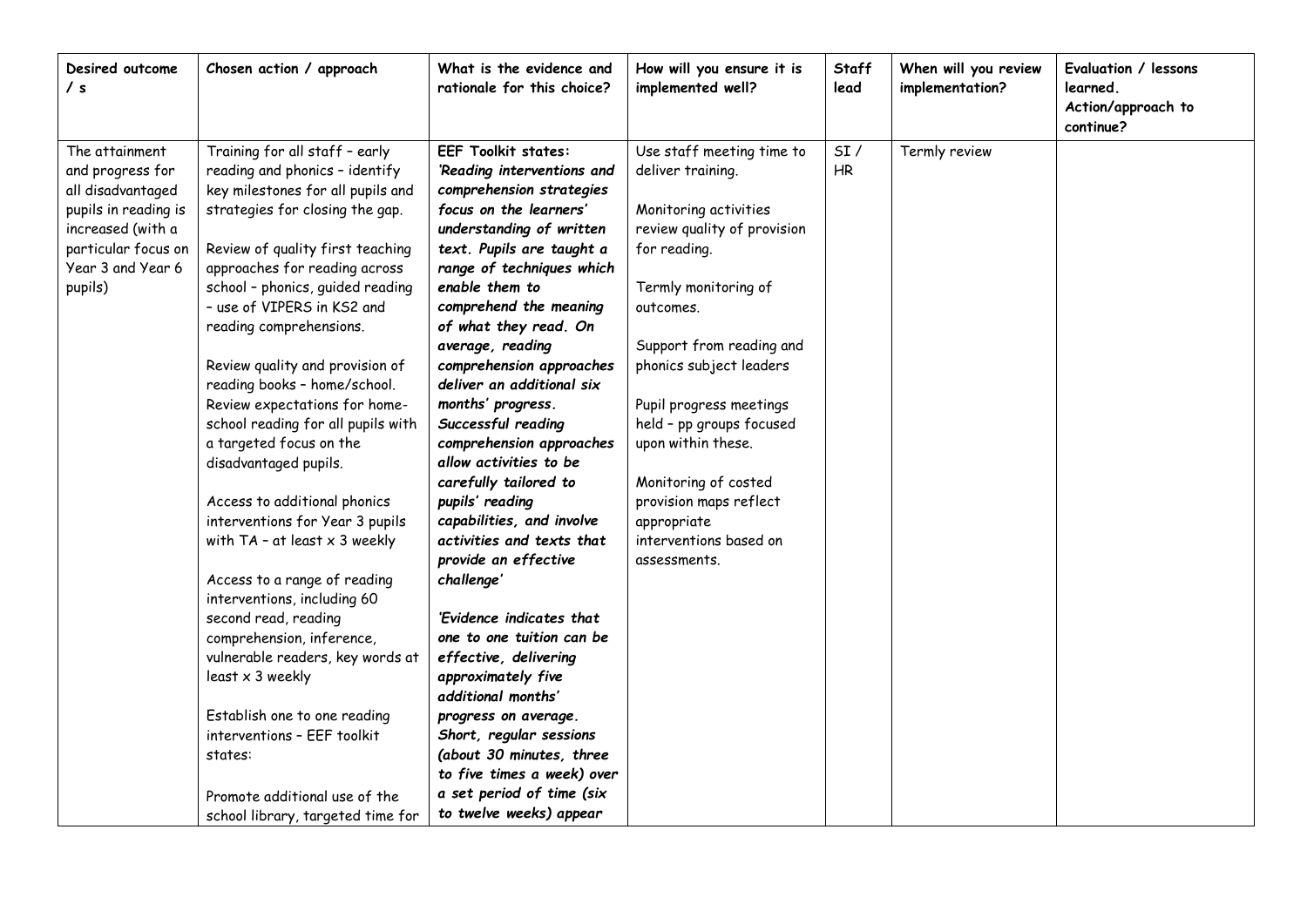| Desired outcome / s | Chosen action / approach | What is the evidence and rationale for this choice? | How will you ensure it is implemented well? | Staff lead | When will you review implementation? | Evaluation / lessons learned. Action/approach to continue? |
|---|---|---|---|---|---|---|
| The attainment and progress for all disadvantaged pupils in reading is increased (with a particular focus on Year 3 and Year 6 pupils) | Training for all staff – early reading and phonics – identify key milestones for all pupils and strategies for closing the gap.<br><br>Review of quality first teaching approaches for reading across school – phonics, guided reading – use of VIPERS in KS2 and reading comprehensions.<br><br>Review quality and provision of reading books – home/school. Review expectations for home-school reading for all pupils with a targeted focus on the disadvantaged pupils.<br><br>Access to additional phonics interventions for Year 3 pupils with TA – at least x 3 weekly<br><br>Access to a range of reading interventions, including 60 second read, reading comprehension, inference, vulnerable readers, key words at least x 3 weekly<br><br>Establish one to one reading interventions – EEF toolkit states:<br><br>Promote additional use of the school library, targeted time for | **EEF Toolkit states:**<br>***'Reading interventions and comprehension strategies focus on the learners' understanding of written text. Pupils are taught a range of techniques which enable them to comprehend the meaning of what they read. On average, reading comprehension approaches deliver an additional six months' progress. Successful reading comprehension approaches allow activities to be carefully tailored to pupils' reading capabilities, and involve activities and texts that provide an effective challenge'***<br><br>***'Evidence indicates that one to one tuition can be effective, delivering approximately five additional months' progress on average. Short, regular sessions (about 30 minutes, three to five times a week) over a set period of time (six to twelve weeks) appear*** | Use staff meeting time to deliver training.<br><br>Monitoring activities review quality of provision for reading.<br><br>Termly monitoring of outcomes.<br><br>Support from reading and phonics subject leaders<br><br>Pupil progress meetings held – pp groups focused upon within these.<br><br>Monitoring of costed provision maps reflect appropriate interventions based on assessments. | SI / HR | Termly review | |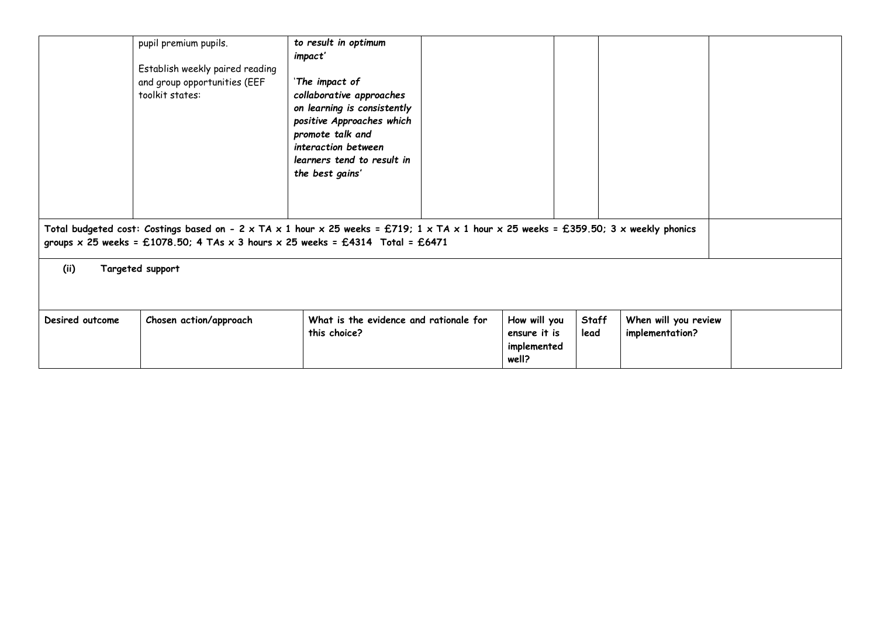| | | | | | | |
|---|---|---|---|---|---|---|
| | pupil premium pupils.<br><br>Establish weekly paired reading and group opportunities (EEF toolkit states: | ***to result in optimum impact'***<br><br>'***The impact of collaborative approaches on learning is consistently positive Approaches which promote talk and interaction between learners tend to result in the best gains'*** | | | | |

**Total budgeted cost: Costings based on - 2 x TA x 1 hour x 25 weeks = £719; 1 x TA x 1 hour x 25 weeks = £359.50; 3 x weekly phonics groups x 25 weeks = £1078.50; 4 TAs x 3 hours x 25 weeks = £4314 Total = £6471**

**(ii) Targeted support**

| Desired outcome | Chosen action/approach | What is the evidence and rationale for this choice? | How will you ensure it is implemented well? | Staff lead | When will you review implementation? | |
|---|---|---|---|---|---|---|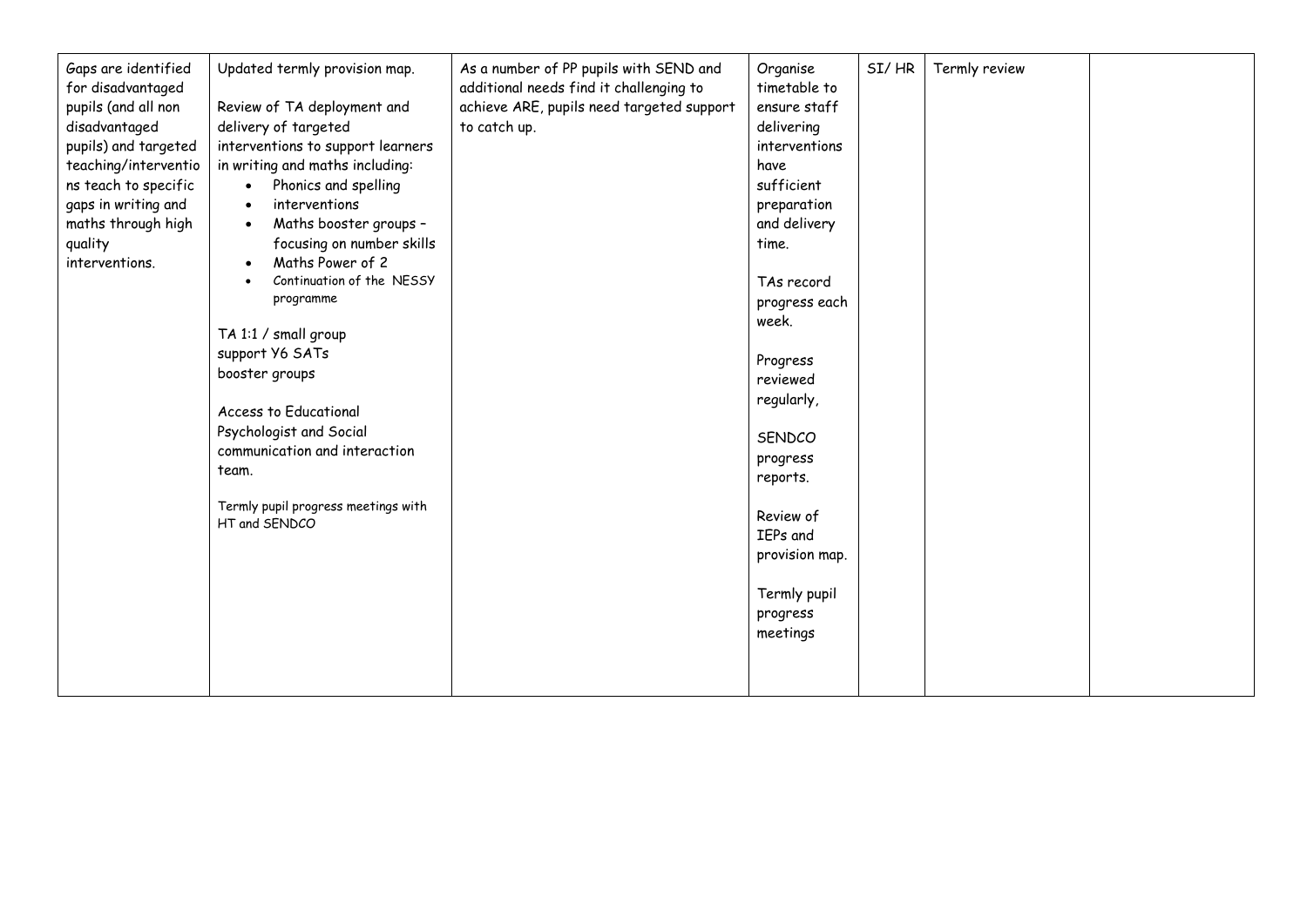| | | | | | | |
|---|---|---|---|---|---|---|
| Gaps are identified for disadvantaged pupils (and all non disadvantaged pupils) and targeted teaching/interventions teach to specific gaps in writing and maths through high quality interventions. | Updated termly provision map.<br><br>Review of TA deployment and delivery of targeted interventions to support learners in writing and maths including:<br>• Phonics and spelling<br>• interventions<br>• Maths booster groups – focusing on number skills<br>• Maths Power of 2<br>• Continuation of the NESSY programme<br><br>TA 1:1 / small group support Y6 SATs booster groups<br><br>Access to Educational Psychologist and Social communication and interaction team.<br><br>Termly pupil progress meetings with HT and SENDCO | As a number of PP pupils with SEND and additional needs find it challenging to achieve ARE, pupils need targeted support to catch up. | Organise timetable to ensure staff delivering interventions have sufficient preparation and delivery time.<br><br>TAs record progress each week.<br><br>Progress reviewed regularly,<br><br>SENDCO progress reports.<br><br>Review of IEPs and provision map.<br><br>Termly pupil progress meetings | SI/ HR | Termly review | |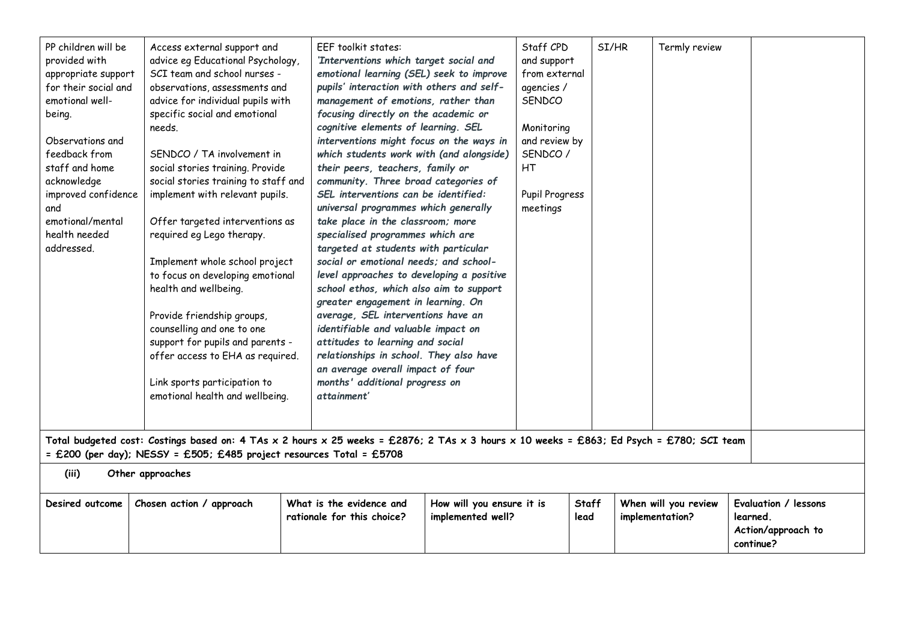| | | | | | | |
|---|---|---|---|---|---|---|
| PP children will be provided with appropriate support for their social and emotional well-being.<br><br>Observations and feedback from staff and home acknowledge improved confidence and emotional/mental health needed addressed. | Access external support and advice eg Educational Psychology, SCI team and school nurses - observations, assessments and advice for individual pupils with specific social and emotional needs.<br><br>SENDCO / TA involvement in social stories training. Provide social stories training to staff and implement with relevant pupils.<br><br>Offer targeted interventions as required eg Lego therapy.<br><br>Implement whole school project to focus on developing emotional health and wellbeing.<br><br>Provide friendship groups, counselling and one to one support for pupils and parents - offer access to EHA as required.<br><br>Link sports participation to emotional health and wellbeing. | EEF toolkit states:<br>*'Interventions which target social and emotional learning (SEL) seek to improve pupils' interaction with others and self-management of emotions, rather than focusing directly on the academic or cognitive elements of learning. SEL interventions might focus on the ways in which students work with (and alongside) their peers, teachers, family or community. Three broad categories of SEL interventions can be identified: universal programmes which generally take place in the classroom; more specialised programmes which are targeted at students with particular social or emotional needs; and school-level approaches to developing a positive school ethos, which also aim to support greater engagement in learning. On average, SEL interventions have an identifiable and valuable impact on attitudes to learning and social relationships in school. They also have an average overall impact of four months' additional progress on attainment'* | Staff CPD and support from external agencies / SENDCO<br><br>Monitoring and review by SENDCO / HT<br><br>Pupil Progress meetings | SI/HR | Termly review | |
| **Total budgeted cost: Costings based on: 4 TAs x 2 hours x 25 weeks = £2876; 2 TAs x 3 hours x 10 weeks = £863; Ed Psych = £780; SCI team = £200 (per day); NESSY = £505; £485 project resources Total = £5708** | | | | | | |

**(iii) Other approaches**

| Desired outcome | Chosen action / approach | What is the evidence and rationale for this choice? | How will you ensure it is implemented well? | Staff lead | When will you review implementation? | Evaluation / lessons learned. Action/approach to continue? |
|---|---|---|---|---|---|---|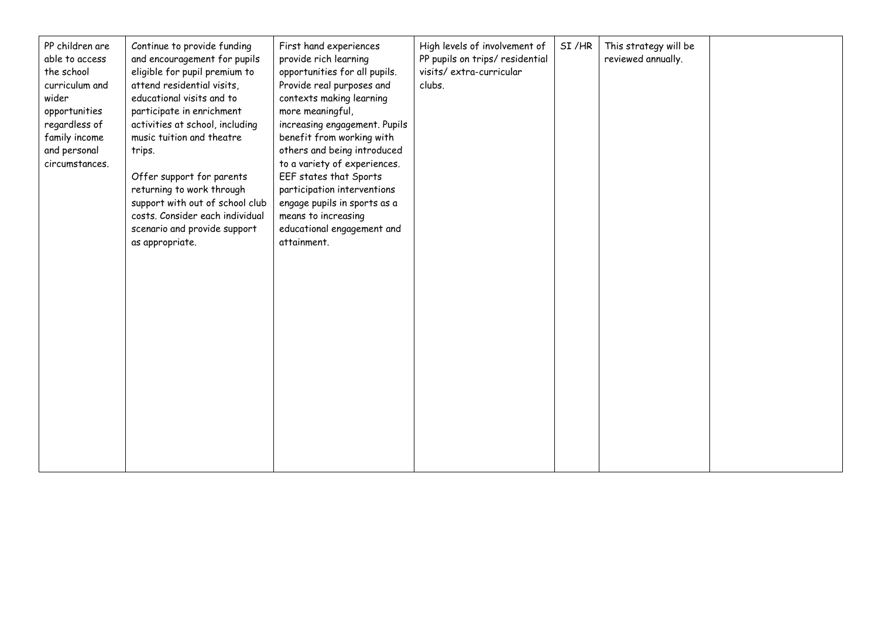| | | | | | | |
|---|---|---|---|---|---|---|
| PP children are able to access the school curriculum and wider opportunities regardless of family income and personal circumstances. | Continue to provide funding and encouragement for pupils eligible for pupil premium to attend residential visits, educational visits and to participate in enrichment activities at school, including music tuition and theatre trips.<br><br>Offer support for parents returning to work through support with out of school club costs. Consider each individual scenario and provide support as appropriate. | First hand experiences provide rich learning opportunities for all pupils. Provide real purposes and contexts making learning more meaningful, increasing engagement. Pupils benefit from working with others and being introduced to a variety of experiences. EEF states that Sports participation interventions engage pupils in sports as a means to increasing educational engagement and attainment. | High levels of involvement of PP pupils on trips/ residential visits/ extra-curricular clubs. | SI /HR | This strategy will be reviewed annually. | |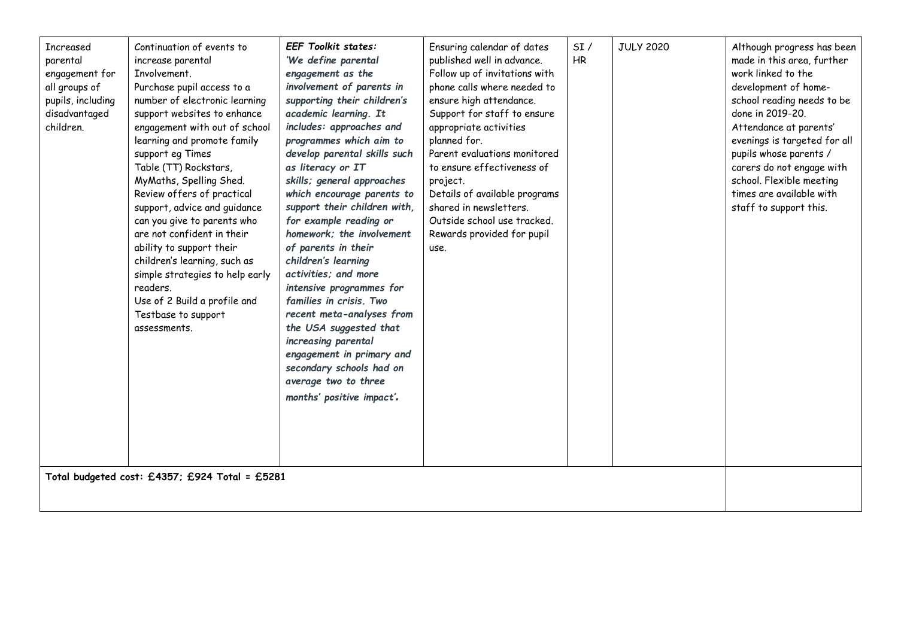| | | | | | | |
|---|---|---|---|---|---|---|
| Increased parental engagement for all groups of pupils, including disadvantaged children. | Continuation of events to increase parental Involvement.<br>Purchase pupil access to a number of electronic learning support websites to enhance engagement with out of school learning and promote family support eg Times Table (TT) Rockstars, MyMaths, Spelling Shed.<br>Review offers of practical support, advice and guidance can you give to parents who are not confident in their ability to support their children's learning, such as simple strategies to help early readers.<br>Use of 2 Build a profile and Testbase to support assessments. | ***EEF Toolkit states:***<br>***'We define parental engagement as the involvement of parents in supporting their children's academic learning. It includes: approaches and programmes which aim to develop parental skills such as literacy or IT skills; general approaches which encourage parents to support their children with, for example reading or homework; the involvement of parents in their children's learning activities; and more intensive programmes for families in crisis. Two recent meta-analyses from the USA suggested that increasing parental engagement in primary and secondary schools had on average two to three months' positive impact'.*** | Ensuring calendar of dates published well in advance.<br>Follow up of invitations with phone calls where needed to ensure high attendance.<br>Support for staff to ensure appropriate activities planned for.<br>Parent evaluations monitored to ensure effectiveness of project.<br>Details of available programs shared in newsletters.<br>Outside school use tracked.<br>Rewards provided for pupil use. | SI / HR | JULY 2020 | Although progress has been made in this area, further work linked to the development of home-school reading needs to be done in 2019-20.<br>Attendance at parents' evenings is targeted for all pupils whose parents / carers do not engage with school. Flexible meeting times are available with staff to support this. |
| **Total budgeted cost: £4357; £924 Total = £5281** | | | | | | |